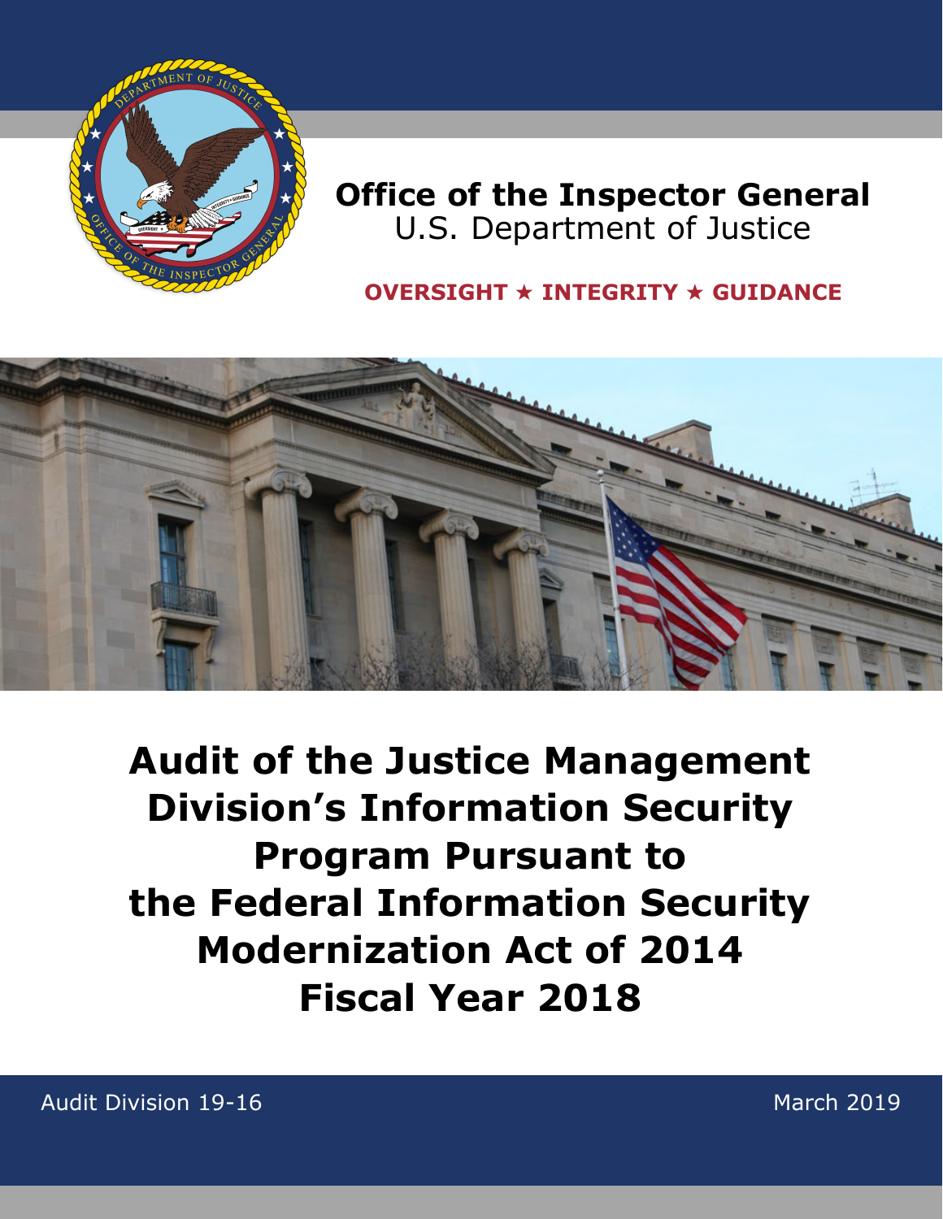**Office of the Inspector General**
U.S. Department of Justice

**OVERSIGHT ★ INTEGRITY ★ GUIDANCE**

# Audit of the Justice Management Division's Information Security Program Pursuant to the Federal Information Security Modernization Act of 2014 Fiscal Year 2018

Audit Division 19-16

March 2019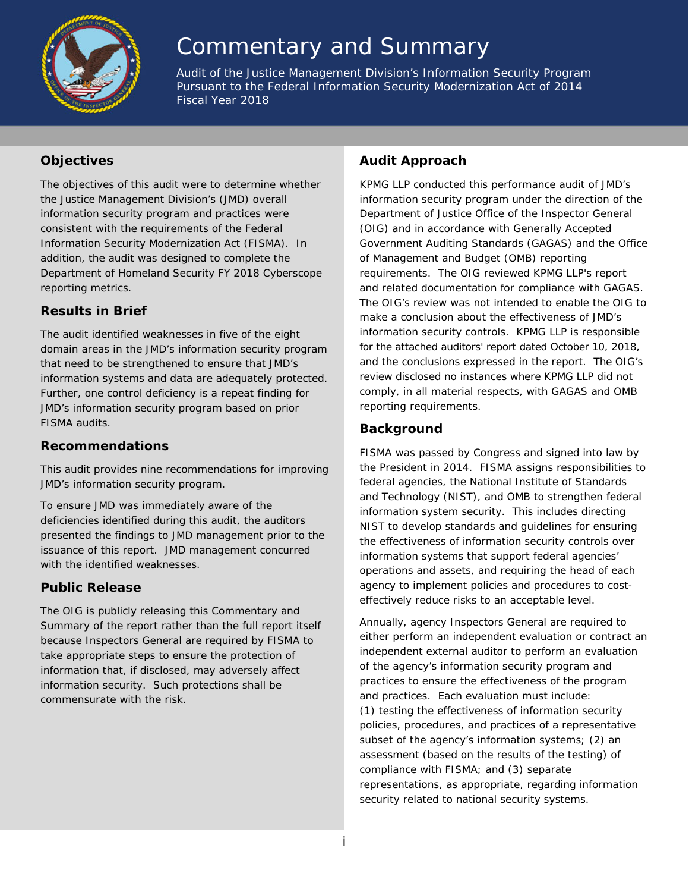# Commentary and Summary

Audit of the Justice Management Division's Information Security Program Pursuant to the Federal Information Security Modernization Act of 2014 Fiscal Year 2018

## Objectives

The objectives of this audit were to determine whether the Justice Management Division's (JMD) overall information security program and practices were consistent with the requirements of the Federal Information Security Modernization Act (FISMA). In addition, the audit was designed to complete the Department of Homeland Security FY 2018 Cyberscope reporting metrics.

## Results in Brief

The audit identified weaknesses in five of the eight domain areas in the JMD's information security program that need to be strengthened to ensure that JMD's information systems and data are adequately protected. Further, one control deficiency is a repeat finding for JMD's information security program based on prior FISMA audits.

## Recommendations

This audit provides nine recommendations for improving JMD's information security program.

To ensure JMD was immediately aware of the deficiencies identified during this audit, the auditors presented the findings to JMD management prior to the issuance of this report. JMD management concurred with the identified weaknesses.

## Public Release

The OIG is publicly releasing this Commentary and Summary of the report rather than the full report itself because Inspectors General are required by FISMA to take appropriate steps to ensure the protection of information that, if disclosed, may adversely affect information security. Such protections shall be commensurate with the risk.

## Audit Approach

KPMG LLP conducted this performance audit of JMD's information security program under the direction of the Department of Justice Office of the Inspector General (OIG) and in accordance with Generally Accepted Government Auditing Standards (GAGAS) and the Office of Management and Budget (OMB) reporting requirements. The OIG reviewed KPMG LLP's report and related documentation for compliance with GAGAS. The OIG's review was not intended to enable the OIG to make a conclusion about the effectiveness of JMD's information security controls. KPMG LLP is responsible for the attached auditors' report dated October 10, 2018, and the conclusions expressed in the report. The OIG's review disclosed no instances where KPMG LLP did not comply, in all material respects, with GAGAS and OMB reporting requirements.

## Background

FISMA was passed by Congress and signed into law by the President in 2014. FISMA assigns responsibilities to federal agencies, the National Institute of Standards and Technology (NIST), and OMB to strengthen federal information system security. This includes directing NIST to develop standards and guidelines for ensuring the effectiveness of information security controls over information systems that support federal agencies' operations and assets, and requiring the head of each agency to implement policies and procedures to cost-effectively reduce risks to an acceptable level.

Annually, agency Inspectors General are required to either perform an independent evaluation or contract an independent external auditor to perform an evaluation of the agency's information security program and practices to ensure the effectiveness of the program and practices. Each evaluation must include: (1) testing the effectiveness of information security policies, procedures, and practices of a representative subset of the agency's information systems; (2) an assessment (based on the results of the testing) of compliance with FISMA; and (3) separate representations, as appropriate, regarding information security related to national security systems.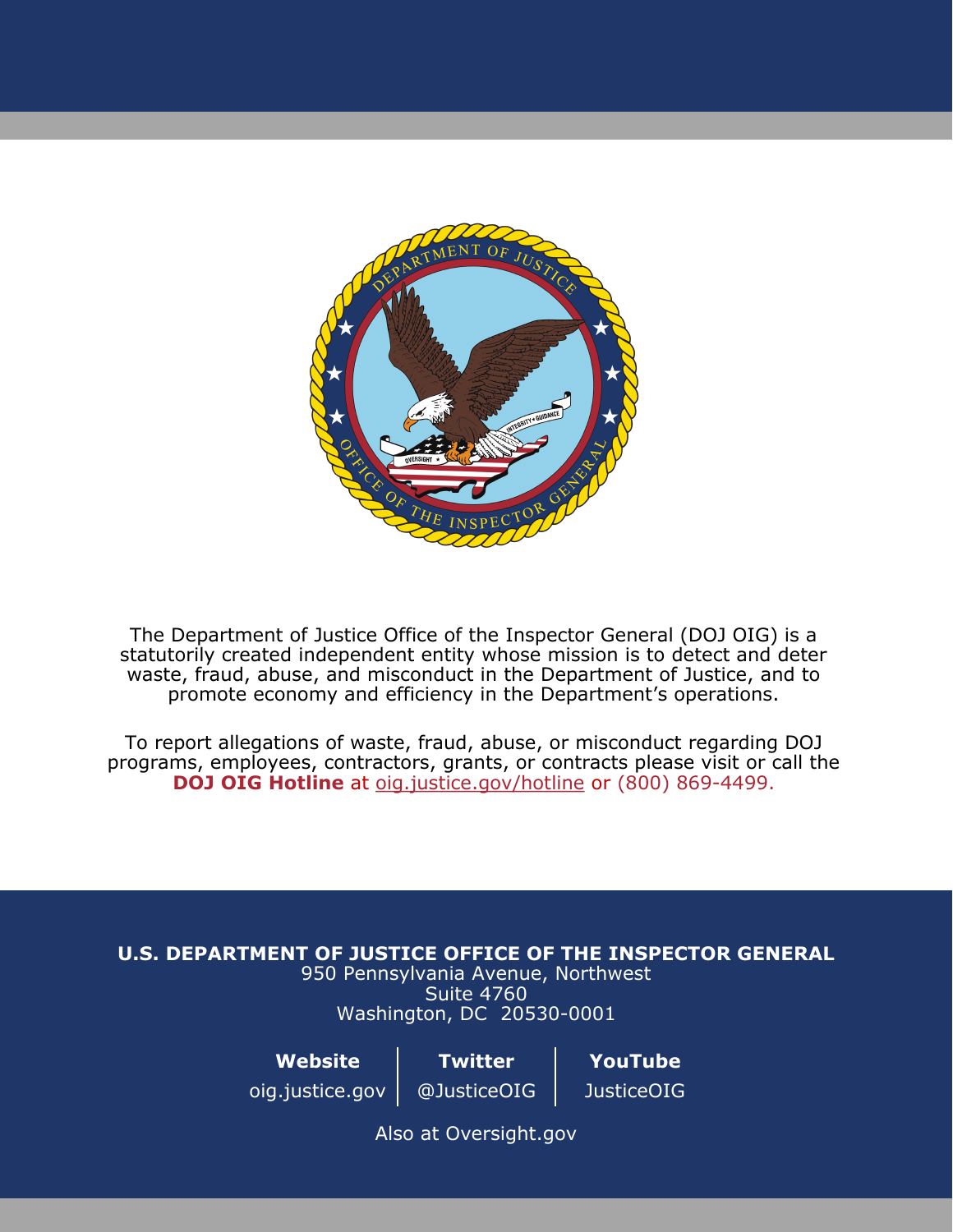The Department of Justice Office of the Inspector General (DOJ OIG) is a statutorily created independent entity whose mission is to detect and deter waste, fraud, abuse, and misconduct in the Department of Justice, and to promote economy and efficiency in the Department's operations.

To report allegations of waste, fraud, abuse, or misconduct regarding DOJ programs, employees, contractors, grants, or contracts please visit or call the **DOJ OIG Hotline** at oig.justice.gov/hotline or (800) 869-4499.

**U.S. DEPARTMENT OF JUSTICE OFFICE OF THE INSPECTOR GENERAL**
950 Pennsylvania Avenue, Northwest
Suite 4760
Washington, DC 20530-0001

**Website**
oig.justice.gov

**Twitter**
@JusticeOIG

**YouTube**
JusticeOIG

Also at Oversight.gov